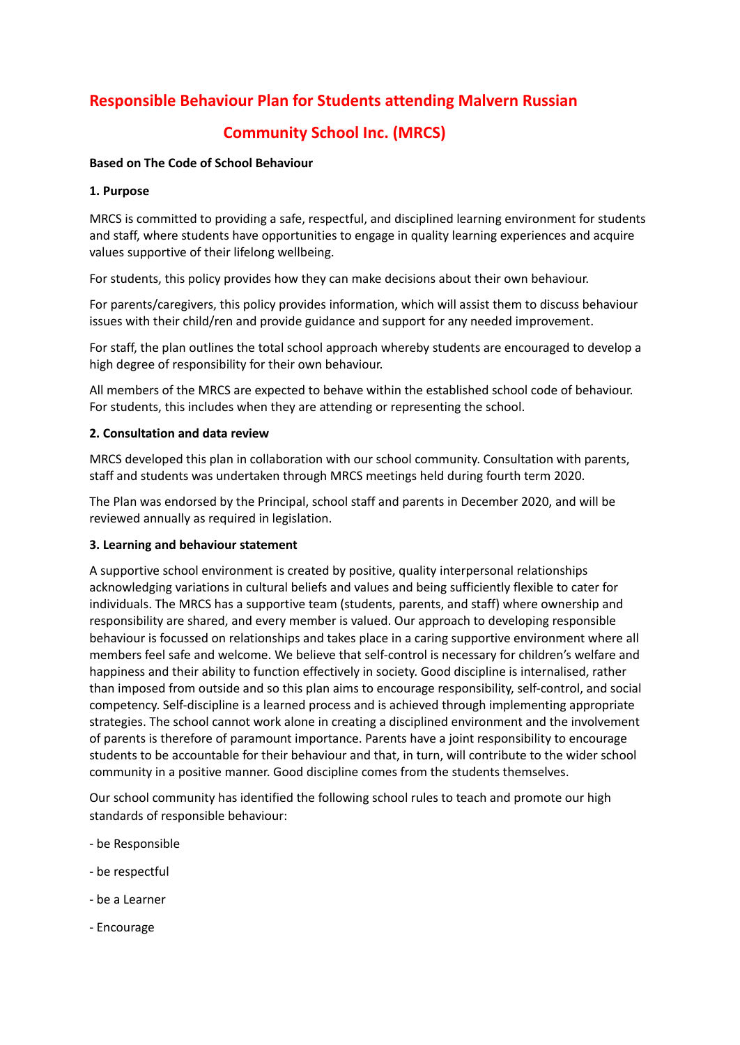# Responsible Behaviour Plan for Students attending Malvern Russian Community School Inc. (MRCS)

**Based on The Code of School Behaviour**

**1. Purpose**

MRCS is committed to providing a safe, respectful, and disciplined learning environment for students and staff, where students have opportunities to engage in quality learning experiences and acquire values supportive of their lifelong wellbeing.

For students, this policy provides how they can make decisions about their own behaviour.

For parents/caregivers, this policy provides information, which will assist them to discuss behaviour issues with their child/ren and provide guidance and support for any needed improvement.

For staff, the plan outlines the total school approach whereby students are encouraged to develop a high degree of responsibility for their own behaviour.

All members of the MRCS are expected to behave within the established school code of behaviour. For students, this includes when they are attending or representing the school.

**2. Consultation and data review**

MRCS developed this plan in collaboration with our school community. Consultation with parents, staff and students was undertaken through MRCS meetings held during fourth term 2020.

The Plan was endorsed by the Principal, school staff and parents in December 2020, and will be reviewed annually as required in legislation.

**3. Learning and behaviour statement**

A supportive school environment is created by positive, quality interpersonal relationships acknowledging variations in cultural beliefs and values and being sufficiently flexible to cater for individuals. The MRCS has a supportive team (students, parents, and staff) where ownership and responsibility are shared, and every member is valued. Our approach to developing responsible behaviour is focussed on relationships and takes place in a caring supportive environment where all members feel safe and welcome. We believe that self-control is necessary for children's welfare and happiness and their ability to function effectively in society. Good discipline is internalised, rather than imposed from outside and so this plan aims to encourage responsibility, self-control, and social competency. Self-discipline is a learned process and is achieved through implementing appropriate strategies. The school cannot work alone in creating a disciplined environment and the involvement of parents is therefore of paramount importance. Parents have a joint responsibility to encourage students to be accountable for their behaviour and that, in turn, will contribute to the wider school community in a positive manner. Good discipline comes from the students themselves.

Our school community has identified the following school rules to teach and promote our high standards of responsible behaviour:

- be Responsible
- be respectful
- be a Learner
- Encourage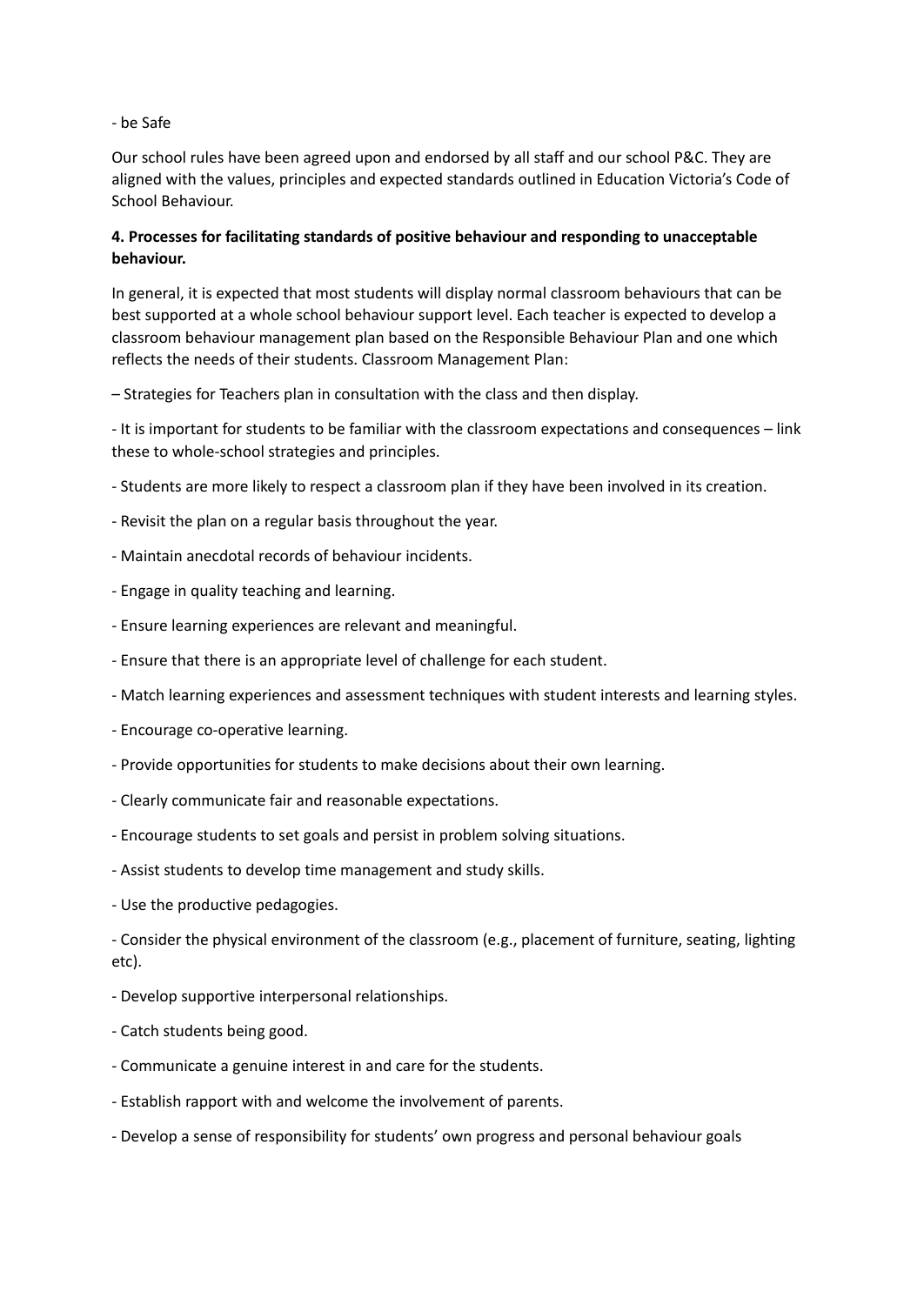- be Safe

Our school rules have been agreed upon and endorsed by all staff and our school P&C. They are aligned with the values, principles and expected standards outlined in Education Victoria's Code of School Behaviour.

**4. Processes for facilitating standards of positive behaviour and responding to unacceptable behaviour.**

In general, it is expected that most students will display normal classroom behaviours that can be best supported at a whole school behaviour support level. Each teacher is expected to develop a classroom behaviour management plan based on the Responsible Behaviour Plan and one which reflects the needs of their students. Classroom Management Plan:

– Strategies for Teachers plan in consultation with the class and then display.

- It is important for students to be familiar with the classroom expectations and consequences – link these to whole-school strategies and principles.

- Students are more likely to respect a classroom plan if they have been involved in its creation.

- Revisit the plan on a regular basis throughout the year.

- Maintain anecdotal records of behaviour incidents.

- Engage in quality teaching and learning.

- Ensure learning experiences are relevant and meaningful.

- Ensure that there is an appropriate level of challenge for each student.

- Match learning experiences and assessment techniques with student interests and learning styles.

- Encourage co-operative learning.

- Provide opportunities for students to make decisions about their own learning.

- Clearly communicate fair and reasonable expectations.

- Encourage students to set goals and persist in problem solving situations.

- Assist students to develop time management and study skills.

- Use the productive pedagogies.

- Consider the physical environment of the classroom (e.g., placement of furniture, seating, lighting etc).

- Develop supportive interpersonal relationships.

- Catch students being good.

- Communicate a genuine interest in and care for the students.

- Establish rapport with and welcome the involvement of parents.

- Develop a sense of responsibility for students' own progress and personal behaviour goals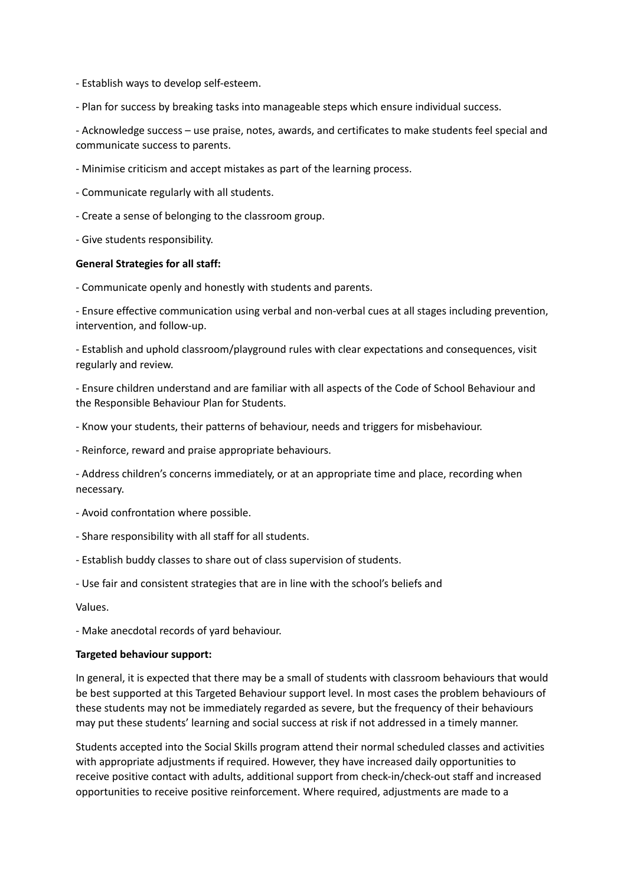- Establish ways to develop self-esteem.

- Plan for success by breaking tasks into manageable steps which ensure individual success.

- Acknowledge success – use praise, notes, awards, and certificates to make students feel special and communicate success to parents.

- Minimise criticism and accept mistakes as part of the learning process.

- Communicate regularly with all students.

- Create a sense of belonging to the classroom group.

- Give students responsibility.

**General Strategies for all staff:**

- Communicate openly and honestly with students and parents.

- Ensure effective communication using verbal and non-verbal cues at all stages including prevention, intervention, and follow-up.

- Establish and uphold classroom/playground rules with clear expectations and consequences, visit regularly and review.

- Ensure children understand and are familiar with all aspects of the Code of School Behaviour and the Responsible Behaviour Plan for Students.

- Know your students, their patterns of behaviour, needs and triggers for misbehaviour.

- Reinforce, reward and praise appropriate behaviours.

- Address children's concerns immediately, or at an appropriate time and place, recording when necessary.

- Avoid confrontation where possible.

- Share responsibility with all staff for all students.

- Establish buddy classes to share out of class supervision of students.

- Use fair and consistent strategies that are in line with the school's beliefs and

Values.

- Make anecdotal records of yard behaviour.

**Targeted behaviour support:**

In general, it is expected that there may be a small of students with classroom behaviours that would be best supported at this Targeted Behaviour support level. In most cases the problem behaviours of these students may not be immediately regarded as severe, but the frequency of their behaviours may put these students' learning and social success at risk if not addressed in a timely manner.

Students accepted into the Social Skills program attend their normal scheduled classes and activities with appropriate adjustments if required. However, they have increased daily opportunities to receive positive contact with adults, additional support from check-in/check-out staff and increased opportunities to receive positive reinforcement. Where required, adjustments are made to a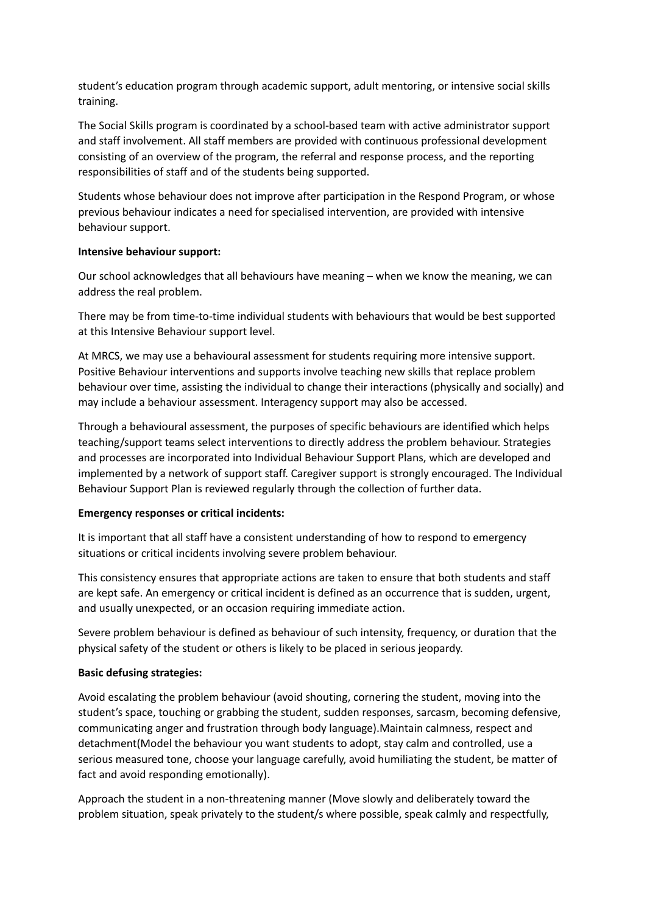student's education program through academic support, adult mentoring, or intensive social skills training.

The Social Skills program is coordinated by a school-based team with active administrator support and staff involvement. All staff members are provided with continuous professional development consisting of an overview of the program, the referral and response process, and the reporting responsibilities of staff and of the students being supported.

Students whose behaviour does not improve after participation in the Respond Program, or whose previous behaviour indicates a need for specialised intervention, are provided with intensive behaviour support.

**Intensive behaviour support:**

Our school acknowledges that all behaviours have meaning – when we know the meaning, we can address the real problem.

There may be from time-to-time individual students with behaviours that would be best supported at this Intensive Behaviour support level.

At MRCS, we may use a behavioural assessment for students requiring more intensive support. Positive Behaviour interventions and supports involve teaching new skills that replace problem behaviour over time, assisting the individual to change their interactions (physically and socially) and may include a behaviour assessment. Interagency support may also be accessed.

Through a behavioural assessment, the purposes of specific behaviours are identified which helps teaching/support teams select interventions to directly address the problem behaviour. Strategies and processes are incorporated into Individual Behaviour Support Plans, which are developed and implemented by a network of support staff. Caregiver support is strongly encouraged. The Individual Behaviour Support Plan is reviewed regularly through the collection of further data.

**Emergency responses or critical incidents:**

It is important that all staff have a consistent understanding of how to respond to emergency situations or critical incidents involving severe problem behaviour.

This consistency ensures that appropriate actions are taken to ensure that both students and staff are kept safe. An emergency or critical incident is defined as an occurrence that is sudden, urgent, and usually unexpected, or an occasion requiring immediate action.

Severe problem behaviour is defined as behaviour of such intensity, frequency, or duration that the physical safety of the student or others is likely to be placed in serious jeopardy.

**Basic defusing strategies:**

Avoid escalating the problem behaviour (avoid shouting, cornering the student, moving into the student's space, touching or grabbing the student, sudden responses, sarcasm, becoming defensive, communicating anger and frustration through body language).Maintain calmness, respect and detachment(Model the behaviour you want students to adopt, stay calm and controlled, use a serious measured tone, choose your language carefully, avoid humiliating the student, be matter of fact and avoid responding emotionally).

Approach the student in a non-threatening manner (Move slowly and deliberately toward the problem situation, speak privately to the student/s where possible, speak calmly and respectfully,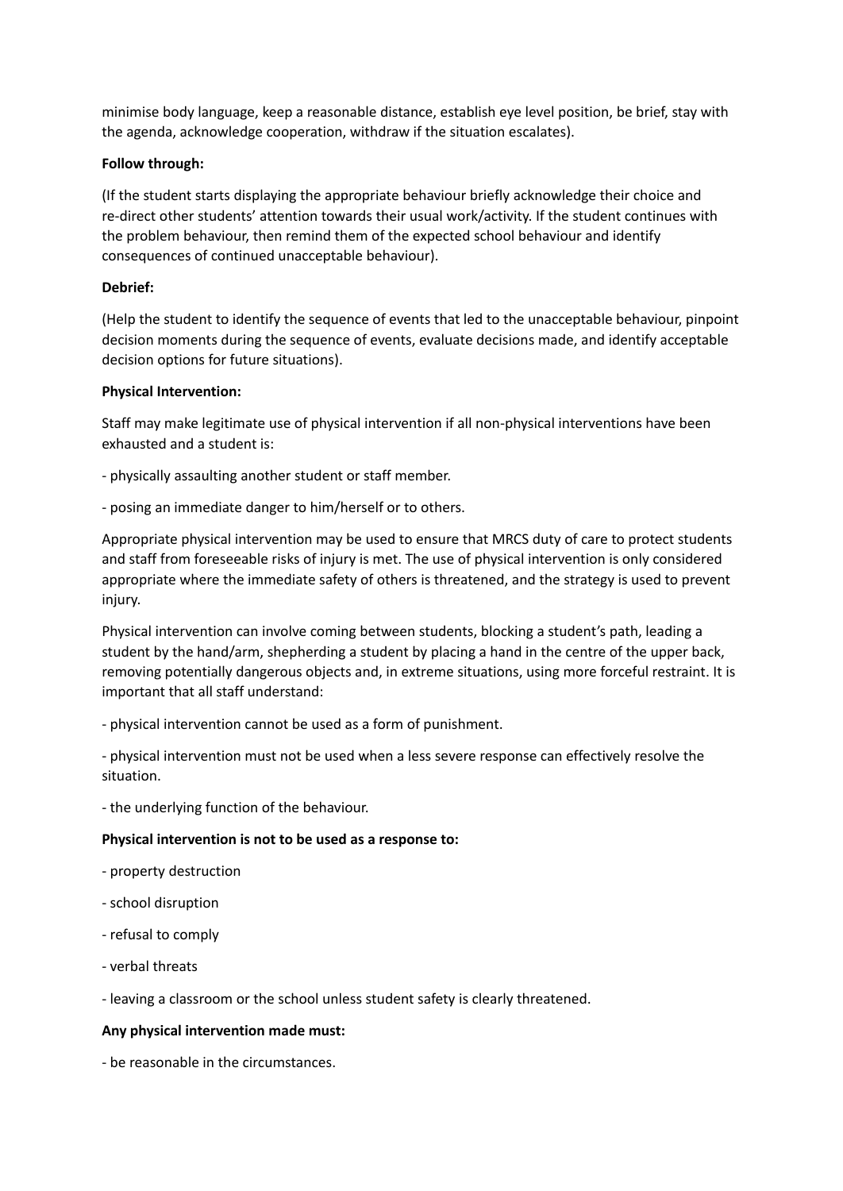minimise body language, keep a reasonable distance, establish eye level position, be brief, stay with the agenda, acknowledge cooperation, withdraw if the situation escalates).

**Follow through:**

(If the student starts displaying the appropriate behaviour briefly acknowledge their choice and re-direct other students' attention towards their usual work/activity. If the student continues with the problem behaviour, then remind them of the expected school behaviour and identify consequences of continued unacceptable behaviour).

**Debrief:**

(Help the student to identify the sequence of events that led to the unacceptable behaviour, pinpoint decision moments during the sequence of events, evaluate decisions made, and identify acceptable decision options for future situations).

**Physical Intervention:**

Staff may make legitimate use of physical intervention if all non-physical interventions have been exhausted and a student is:

- physically assaulting another student or staff member.

- posing an immediate danger to him/herself or to others.

Appropriate physical intervention may be used to ensure that MRCS duty of care to protect students and staff from foreseeable risks of injury is met. The use of physical intervention is only considered appropriate where the immediate safety of others is threatened, and the strategy is used to prevent injury.

Physical intervention can involve coming between students, blocking a student's path, leading a student by the hand/arm, shepherding a student by placing a hand in the centre of the upper back, removing potentially dangerous objects and, in extreme situations, using more forceful restraint. It is important that all staff understand:

- physical intervention cannot be used as a form of punishment.

- physical intervention must not be used when a less severe response can effectively resolve the situation.

- the underlying function of the behaviour.

**Physical intervention is not to be used as a response to:**

- property destruction

- school disruption

- refusal to comply

- verbal threats

- leaving a classroom or the school unless student safety is clearly threatened.

**Any physical intervention made must:**

- be reasonable in the circumstances.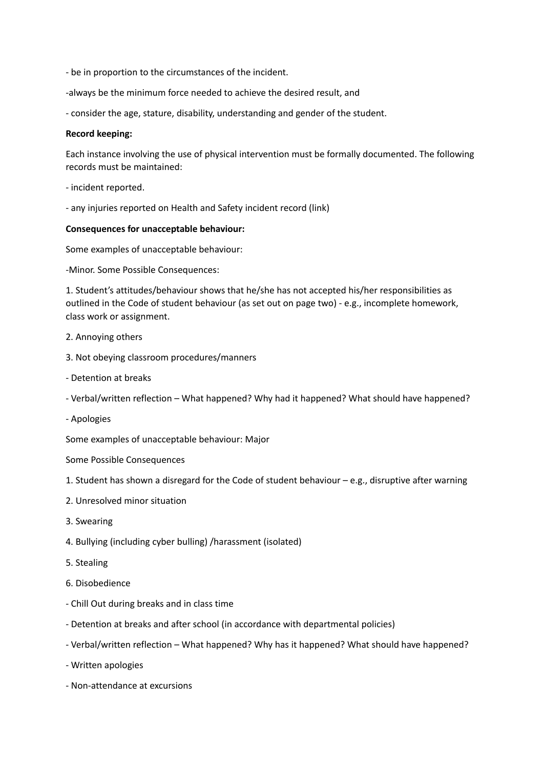- be in proportion to the circumstances of the incident.

-always be the minimum force needed to achieve the desired result, and

- consider the age, stature, disability, understanding and gender of the student.

**Record keeping:**

Each instance involving the use of physical intervention must be formally documented. The following records must be maintained:

- incident reported.

- any injuries reported on Health and Safety incident record (link)

**Consequences for unacceptable behaviour:**

Some examples of unacceptable behaviour:

-Minor. Some Possible Consequences:

1. Student's attitudes/behaviour shows that he/she has not accepted his/her responsibilities as outlined in the Code of student behaviour (as set out on page two) - e.g., incomplete homework, class work or assignment.

2. Annoying others

3. Not obeying classroom procedures/manners

- Detention at breaks

- Verbal/written reflection – What happened? Why had it happened? What should have happened?

- Apologies

Some examples of unacceptable behaviour: Major

Some Possible Consequences

1. Student has shown a disregard for the Code of student behaviour – e.g., disruptive after warning

2. Unresolved minor situation

3. Swearing

4. Bullying (including cyber bulling) /harassment (isolated)

5. Stealing

6. Disobedience

- Chill Out during breaks and in class time

- Detention at breaks and after school (in accordance with departmental policies)

- Verbal/written reflection – What happened? Why has it happened? What should have happened?

- Written apologies

- Non-attendance at excursions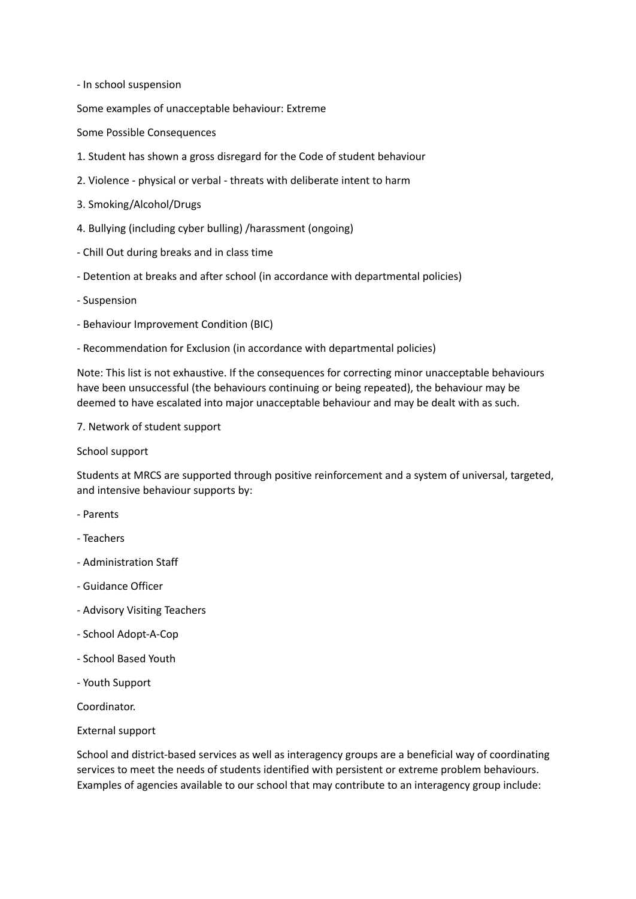- In school suspension

Some examples of unacceptable behaviour: Extreme

Some Possible Consequences

1. Student has shown a gross disregard for the Code of student behaviour
2. Violence - physical or verbal - threats with deliberate intent to harm
3. Smoking/Alcohol/Drugs
4. Bullying (including cyber bulling) /harassment (ongoing)

- Chill Out during breaks and in class time
- Detention at breaks and after school (in accordance with departmental policies)
- Suspension
- Behaviour Improvement Condition (BIC)
- Recommendation for Exclusion (in accordance with departmental policies)

Note: This list is not exhaustive. If the consequences for correcting minor unacceptable behaviours have been unsuccessful (the behaviours continuing or being repeated), the behaviour may be deemed to have escalated into major unacceptable behaviour and may be dealt with as such.

## 7. Network of student support

### School support

Students at MRCS are supported through positive reinforcement and a system of universal, targeted, and intensive behaviour supports by:

- Parents
- Teachers
- Administration Staff
- Guidance Officer
- Advisory Visiting Teachers
- School Adopt-A-Cop
- School Based Youth
- Youth Support

Coordinator.

### External support

School and district-based services as well as interagency groups are a beneficial way of coordinating services to meet the needs of students identified with persistent or extreme problem behaviours. Examples of agencies available to our school that may contribute to an interagency group include: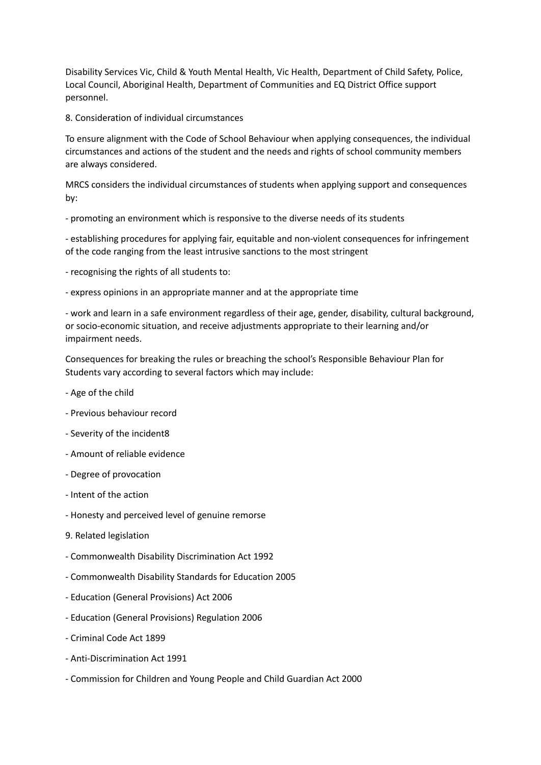Disability Services Vic, Child & Youth Mental Health, Vic Health, Department of Child Safety, Police, Local Council, Aboriginal Health, Department of Communities and EQ District Office support personnel.

8. Consideration of individual circumstances

To ensure alignment with the Code of School Behaviour when applying consequences, the individual circumstances and actions of the student and the needs and rights of school community members are always considered.

MRCS considers the individual circumstances of students when applying support and consequences by:

- promoting an environment which is responsive to the diverse needs of its students
- establishing procedures for applying fair, equitable and non-violent consequences for infringement of the code ranging from the least intrusive sanctions to the most stringent
- recognising the rights of all students to:
- express opinions in an appropriate manner and at the appropriate time
- work and learn in a safe environment regardless of their age, gender, disability, cultural background, or socio-economic situation, and receive adjustments appropriate to their learning and/or impairment needs.

Consequences for breaking the rules or breaching the school's Responsible Behaviour Plan for Students vary according to several factors which may include:

- Age of the child
- Previous behaviour record
- Severity of the incident8
- Amount of reliable evidence
- Degree of provocation
- Intent of the action
- Honesty and perceived level of genuine remorse

9. Related legislation

- Commonwealth Disability Discrimination Act 1992
- Commonwealth Disability Standards for Education 2005
- Education (General Provisions) Act 2006
- Education (General Provisions) Regulation 2006
- Criminal Code Act 1899
- Anti-Discrimination Act 1991
- Commission for Children and Young People and Child Guardian Act 2000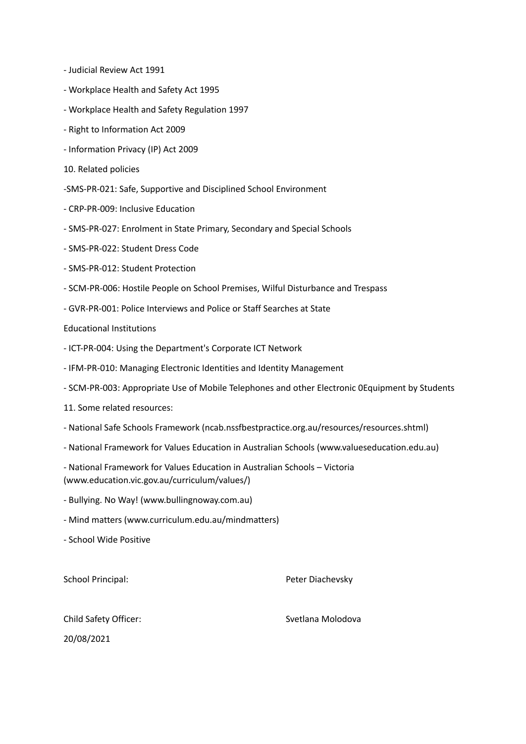- Judicial Review Act 1991

- Workplace Health and Safety Act 1995

- Workplace Health and Safety Regulation 1997

- Right to Information Act 2009

- Information Privacy (IP) Act 2009

10. Related policies

-SMS-PR-021: Safe, Supportive and Disciplined School Environment

- CRP-PR-009: Inclusive Education

- SMS-PR-027: Enrolment in State Primary, Secondary and Special Schools

- SMS-PR-022: Student Dress Code

- SMS-PR-012: Student Protection

- SCM-PR-006: Hostile People on School Premises, Wilful Disturbance and Trespass

- GVR-PR-001: Police Interviews and Police or Staff Searches at State

Educational Institutions

- ICT-PR-004: Using the Department's Corporate ICT Network

- IFM-PR-010: Managing Electronic Identities and Identity Management

- SCM-PR-003: Appropriate Use of Mobile Telephones and other Electronic 0Equipment by Students

11. Some related resources:

- National Safe Schools Framework (ncab.nssfbestpractice.org.au/resources/resources.shtml)

- National Framework for Values Education in Australian Schools (www.valueseducation.edu.au)

- National Framework for Values Education in Australian Schools – Victoria (www.education.vic.gov.au/curriculum/values/)

- Bullying. No Way! (www.bullingnoway.com.au)

- Mind matters (www.curriculum.edu.au/mindmatters)

- School Wide Positive

School Principal: Peter Diachevsky

Child Safety Officer: Svetlana Molodova

20/08/2021